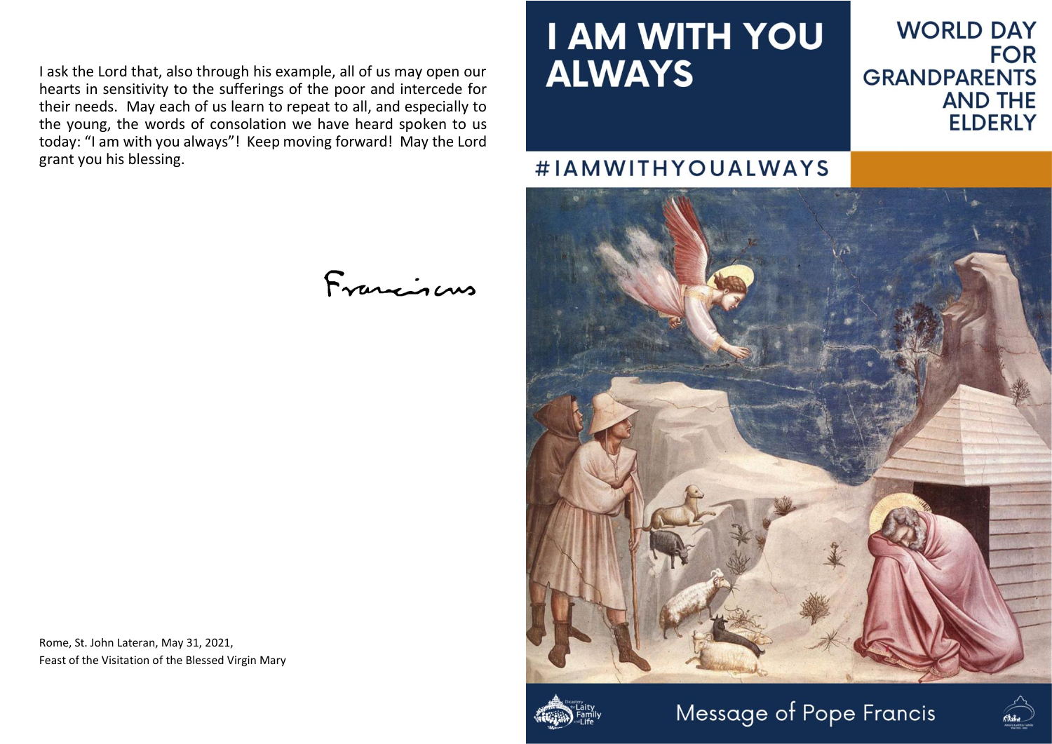I ask the Lord that, also through his example, all of us may open our hearts in sensitivity to the sufferings of the poor and intercede for their needs. May each of us learn to repeat to all, and especially to the young, the words of consolation we have heard spoken to us today: "I am with you always"! Keep moving forward! May the Lord grant you his blessing.

Franciscus

Rome, St. John Lateran, May 31, 2021,
Feast of the Visitation of the Blessed Virgin Mary

# I AM WITH YOU ALWAYS

## WORLD DAY FOR GRANDPARENTS AND THE ELDERLY

#IAMWITHYOUALWAYS

Dicastery for Laity Family and Life

Message of Pope Francis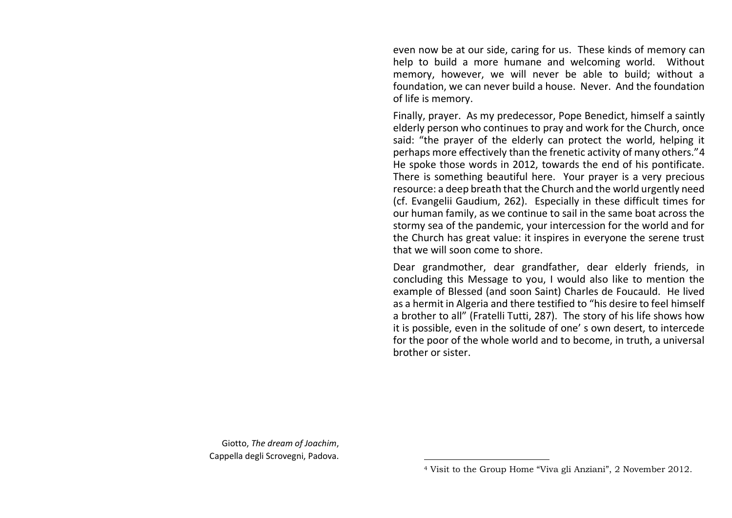even now be at our side, caring for us. These kinds of memory can help to build a more humane and welcoming world. Without memory, however, we will never be able to build; without a foundation, we can never build a house. Never. And the foundation of life is memory.

Finally, prayer. As my predecessor, Pope Benedict, himself a saintly elderly person who continues to pray and work for the Church, once said: "the prayer of the elderly can protect the world, helping it perhaps more effectively than the frenetic activity of many others."[4] He spoke those words in 2012, towards the end of his pontificate. There is something beautiful here. Your prayer is a very precious resource: a deep breath that the Church and the world urgently need (cf. Evangelii Gaudium, 262). Especially in these difficult times for our human family, as we continue to sail in the same boat across the stormy sea of the pandemic, your intercession for the world and for the Church has great value: it inspires in everyone the serene trust that we will soon come to shore.

Dear grandmother, dear grandfather, dear elderly friends, in concluding this Message to you, I would also like to mention the example of Blessed (and soon Saint) Charles de Foucauld. He lived as a hermit in Algeria and there testified to "his desire to feel himself a brother to all" (Fratelli Tutti, 287). The story of his life shows how it is possible, even in the solitude of one' s own desert, to intercede for the poor of the whole world and to become, in truth, a universal brother or sister.

Giotto, *The dream of Joachim*, Cappella degli Scrovegni, Padova.

[4] Visit to the Group Home "Viva gli Anziani", 2 November 2012.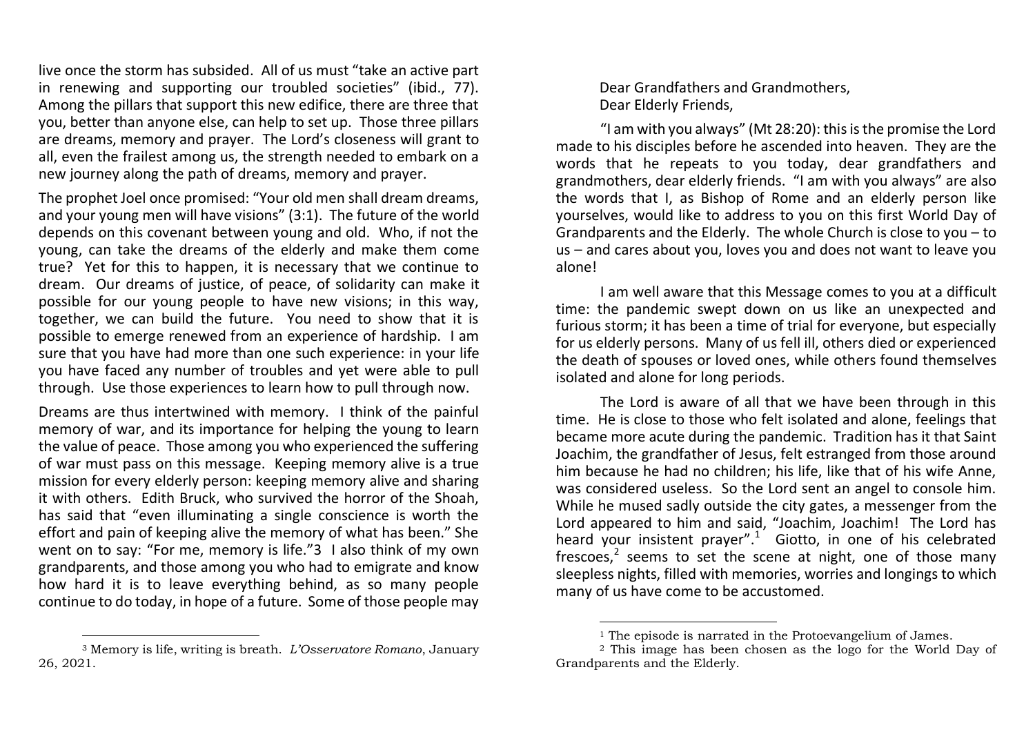live once the storm has subsided. All of us must "take an active part in renewing and supporting our troubled societies" (ibid., 77). Among the pillars that support this new edifice, there are three that you, better than anyone else, can help to set up. Those three pillars are dreams, memory and prayer. The Lord's closeness will grant to all, even the frailest among us, the strength needed to embark on a new journey along the path of dreams, memory and prayer.

The prophet Joel once promised: "Your old men shall dream dreams, and your young men will have visions" (3:1). The future of the world depends on this covenant between young and old. Who, if not the young, can take the dreams of the elderly and make them come true? Yet for this to happen, it is necessary that we continue to dream. Our dreams of justice, of peace, of solidarity can make it possible for our young people to have new visions; in this way, together, we can build the future. You need to show that it is possible to emerge renewed from an experience of hardship. I am sure that you have had more than one such experience: in your life you have faced any number of troubles and yet were able to pull through. Use those experiences to learn how to pull through now.

Dreams are thus intertwined with memory. I think of the painful memory of war, and its importance for helping the young to learn the value of peace. Those among you who experienced the suffering of war must pass on this message. Keeping memory alive is a true mission for every elderly person: keeping memory alive and sharing it with others. Edith Bruck, who survived the horror of the Shoah, has said that "even illuminating a single conscience is worth the effort and pain of keeping alive the memory of what has been." She went on to say: "For me, memory is life."[3] I also think of my own grandparents, and those among you who had to emigrate and know how hard it is to leave everything behind, as so many people continue to do today, in hope of a future. Some of those people may

[3] Memory is life, writing is breath. *L'Osservatore Romano*, January 26, 2021.

Dear Grandfathers and Grandmothers,
Dear Elderly Friends,

"I am with you always" (Mt 28:20): this is the promise the Lord made to his disciples before he ascended into heaven. They are the words that he repeats to you today, dear grandfathers and grandmothers, dear elderly friends. "I am with you always" are also the words that I, as Bishop of Rome and an elderly person like yourselves, would like to address to you on this first World Day of Grandparents and the Elderly. The whole Church is close to you – to us – and cares about you, loves you and does not want to leave you alone!

I am well aware that this Message comes to you at a difficult time: the pandemic swept down on us like an unexpected and furious storm; it has been a time of trial for everyone, but especially for us elderly persons. Many of us fell ill, others died or experienced the death of spouses or loved ones, while others found themselves isolated and alone for long periods.

The Lord is aware of all that we have been through in this time. He is close to those who felt isolated and alone, feelings that became more acute during the pandemic. Tradition has it that Saint Joachim, the grandfather of Jesus, felt estranged from those around him because he had no children; his life, like that of his wife Anne, was considered useless. So the Lord sent an angel to console him. While he mused sadly outside the city gates, a messenger from the Lord appeared to him and said, "Joachim, Joachim! The Lord has heard your insistent prayer".[1] Giotto, in one of his celebrated frescoes,[2] seems to set the scene at night, one of those many sleepless nights, filled with memories, worries and longings to which many of us have come to be accustomed.

[1] The episode is narrated in the Protoevangelium of James.

[2] This image has been chosen as the logo for the World Day of Grandparents and the Elderly.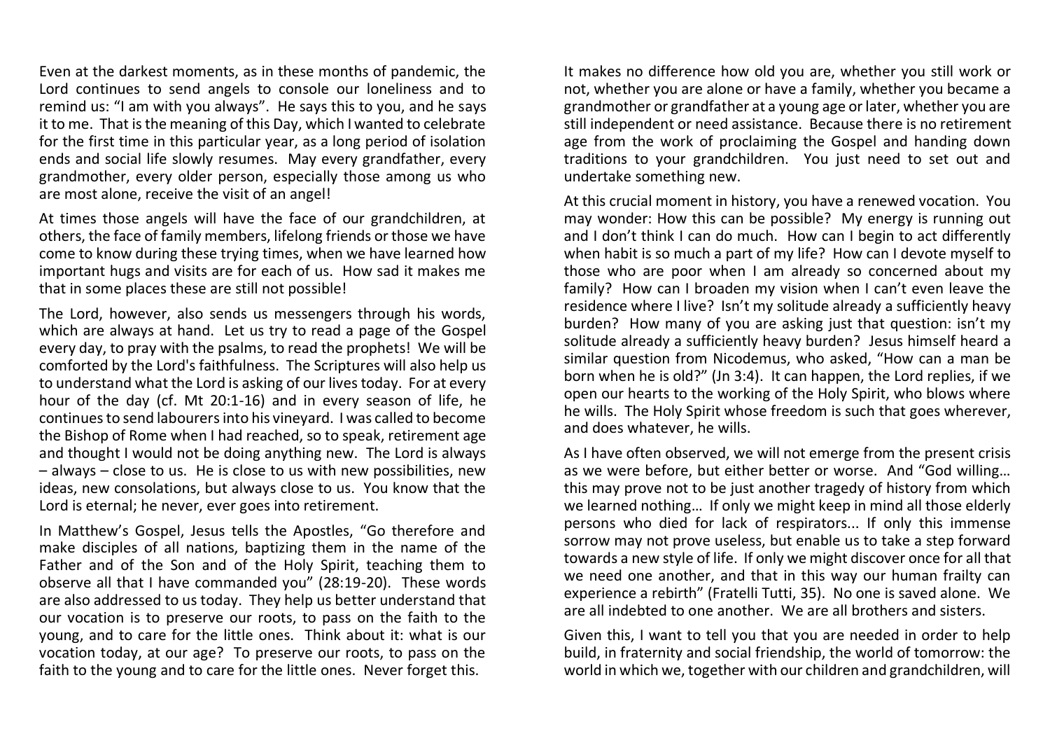Even at the darkest moments, as in these months of pandemic, the Lord continues to send angels to console our loneliness and to remind us: "I am with you always". He says this to you, and he says it to me. That is the meaning of this Day, which I wanted to celebrate for the first time in this particular year, as a long period of isolation ends and social life slowly resumes. May every grandfather, every grandmother, every older person, especially those among us who are most alone, receive the visit of an angel!

At times those angels will have the face of our grandchildren, at others, the face of family members, lifelong friends or those we have come to know during these trying times, when we have learned how important hugs and visits are for each of us. How sad it makes me that in some places these are still not possible!

The Lord, however, also sends us messengers through his words, which are always at hand. Let us try to read a page of the Gospel every day, to pray with the psalms, to read the prophets! We will be comforted by the Lord's faithfulness. The Scriptures will also help us to understand what the Lord is asking of our lives today. For at every hour of the day (cf. Mt 20:1-16) and in every season of life, he continues to send labourers into his vineyard. I was called to become the Bishop of Rome when I had reached, so to speak, retirement age and thought I would not be doing anything new. The Lord is always – always – close to us. He is close to us with new possibilities, new ideas, new consolations, but always close to us. You know that the Lord is eternal; he never, ever goes into retirement.

In Matthew's Gospel, Jesus tells the Apostles, "Go therefore and make disciples of all nations, baptizing them in the name of the Father and of the Son and of the Holy Spirit, teaching them to observe all that I have commanded you" (28:19-20). These words are also addressed to us today. They help us better understand that our vocation is to preserve our roots, to pass on the faith to the young, and to care for the little ones. Think about it: what is our vocation today, at our age? To preserve our roots, to pass on the faith to the young and to care for the little ones. Never forget this.

It makes no difference how old you are, whether you still work or not, whether you are alone or have a family, whether you became a grandmother or grandfather at a young age or later, whether you are still independent or need assistance. Because there is no retirement age from the work of proclaiming the Gospel and handing down traditions to your grandchildren. You just need to set out and undertake something new.

At this crucial moment in history, you have a renewed vocation. You may wonder: How this can be possible? My energy is running out and I don't think I can do much. How can I begin to act differently when habit is so much a part of my life? How can I devote myself to those who are poor when I am already so concerned about my family? How can I broaden my vision when I can't even leave the residence where I live? Isn't my solitude already a sufficiently heavy burden? How many of you are asking just that question: isn't my solitude already a sufficiently heavy burden? Jesus himself heard a similar question from Nicodemus, who asked, "How can a man be born when he is old?" (Jn 3:4). It can happen, the Lord replies, if we open our hearts to the working of the Holy Spirit, who blows where he wills. The Holy Spirit whose freedom is such that goes wherever, and does whatever, he wills.

As I have often observed, we will not emerge from the present crisis as we were before, but either better or worse. And "God willing… this may prove not to be just another tragedy of history from which we learned nothing… If only we might keep in mind all those elderly persons who died for lack of respirators... If only this immense sorrow may not prove useless, but enable us to take a step forward towards a new style of life. If only we might discover once for all that we need one another, and that in this way our human frailty can experience a rebirth" (Fratelli Tutti, 35). No one is saved alone. We are all indebted to one another. We are all brothers and sisters.

Given this, I want to tell you that you are needed in order to help build, in fraternity and social friendship, the world of tomorrow: the world in which we, together with our children and grandchildren, will